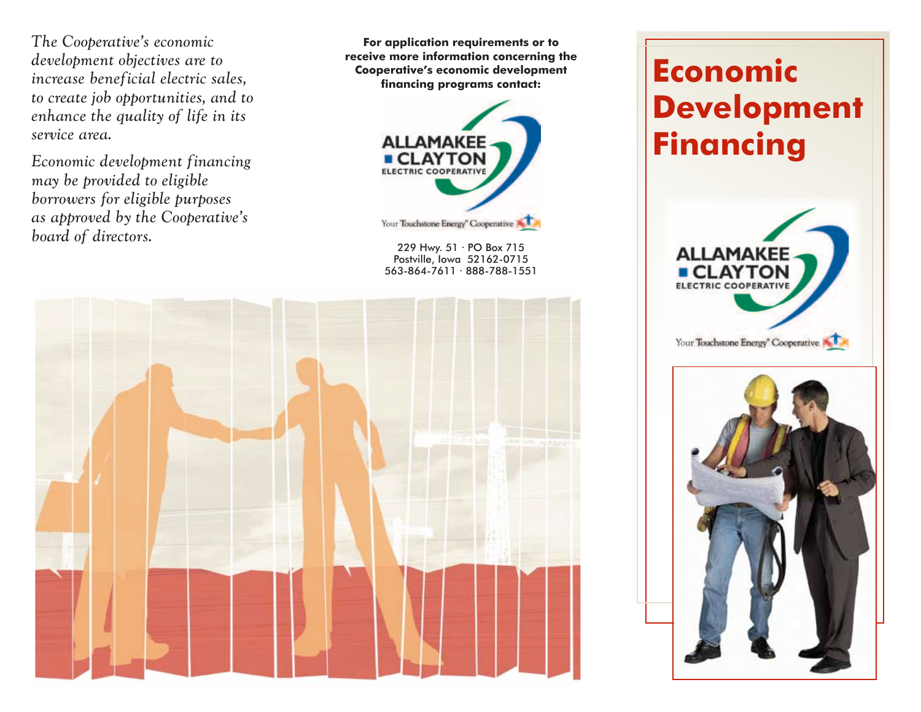*The Cooperative's economic development objectives are to increase beneficial electric sales, to create job opportunities, and to enhance the quality of life in its service area.*

*Economic development financing may be provided to eligible borrowers for eligible purposes as approved by the Cooperative's board of directors.*

**For application requirements or to receive more information concerning the Cooperative's economic development financing programs contact:**

ALLAMAKEE CLAYTON ELECTRIC COOPERATIVE

Your Touchstone Energy® Cooperative

229 Hwy. 51 · PO Box 715
Postville, Iowa 52162-0715
563-864-7611 · 888-788-1551

# Economic Development Financing

ALLAMAKEE CLAYTON ELECTRIC COOPERATIVE

Your Touchstone Energy® Cooperative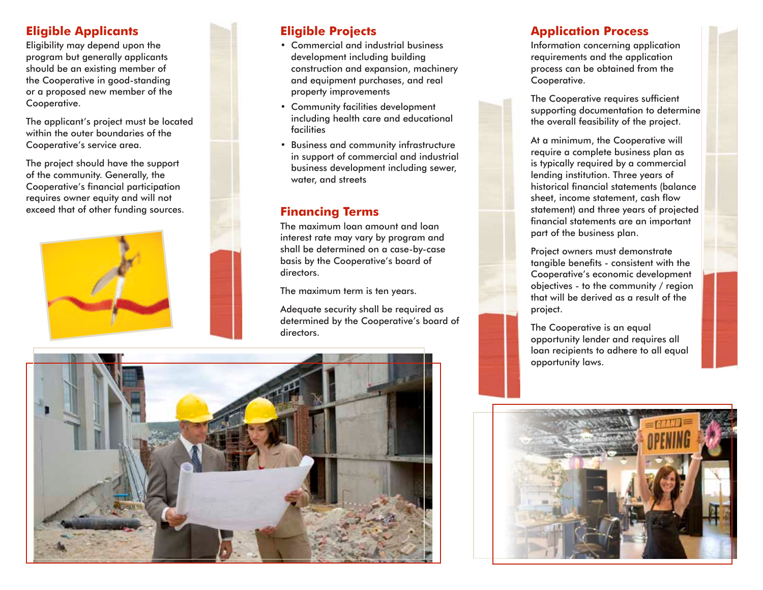## Eligible Applicants

Eligibility may depend upon the program but generally applicants should be an existing member of the Cooperative in good-standing or a proposed new member of the Cooperative.

The applicant's project must be located within the outer boundaries of the Cooperative's service area.

The project should have the support of the community. Generally, the Cooperative's financial participation requires owner equity and will not exceed that of other funding sources.

## Eligible Projects

- Commercial and industrial business development including building construction and expansion, machinery and equipment purchases, and real property improvements
- Community facilities development including health care and educational facilities
- Business and community infrastructure in support of commercial and industrial business development including sewer, water, and streets

## Financing Terms

The maximum loan amount and loan interest rate may vary by program and shall be determined on a case-by-case basis by the Cooperative's board of directors.

The maximum term is ten years.

Adequate security shall be required as determined by the Cooperative's board of directors.

## Application Process

Information concerning application requirements and the application process can be obtained from the Cooperative.

The Cooperative requires sufficient supporting documentation to determine the overall feasibility of the project.

At a minimum, the Cooperative will require a complete business plan as is typically required by a commercial lending institution. Three years of historical financial statements (balance sheet, income statement, cash flow statement) and three years of projected financial statements are an important part of the business plan.

Project owners must demonstrate tangible benefits - consistent with the Cooperative's economic development objectives - to the community / region that will be derived as a result of the project.

The Cooperative is an equal opportunity lender and requires all loan recipients to adhere to all equal opportunity laws.